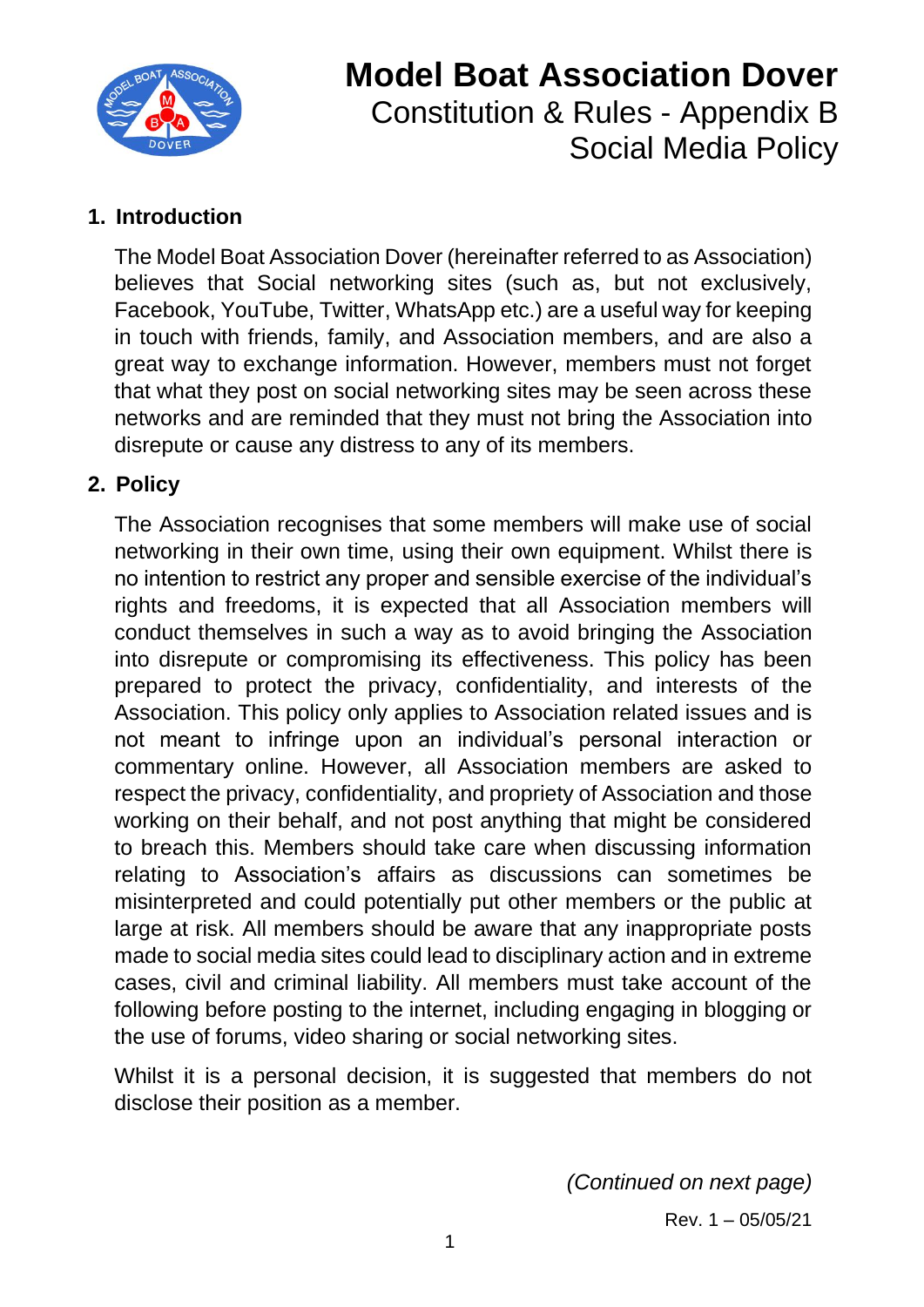# Model Boat Association Dover

## Constitution & Rules - Appendix B
## Social Media Policy

### 1. Introduction

The Model Boat Association Dover (hereinafter referred to as Association) believes that Social networking sites (such as, but not exclusively, Facebook, YouTube, Twitter, WhatsApp etc.) are a useful way for keeping in touch with friends, family, and Association members, and are also a great way to exchange information. However, members must not forget that what they post on social networking sites may be seen across these networks and are reminded that they must not bring the Association into disrepute or cause any distress to any of its members.

### 2. Policy

The Association recognises that some members will make use of social networking in their own time, using their own equipment. Whilst there is no intention to restrict any proper and sensible exercise of the individual's rights and freedoms, it is expected that all Association members will conduct themselves in such a way as to avoid bringing the Association into disrepute or compromising its effectiveness. This policy has been prepared to protect the privacy, confidentiality, and interests of the Association. This policy only applies to Association related issues and is not meant to infringe upon an individual's personal interaction or commentary online. However, all Association members are asked to respect the privacy, confidentiality, and propriety of Association and those working on their behalf, and not post anything that might be considered to breach this. Members should take care when discussing information relating to Association's affairs as discussions can sometimes be misinterpreted and could potentially put other members or the public at large at risk. All members should be aware that any inappropriate posts made to social media sites could lead to disciplinary action and in extreme cases, civil and criminal liability. All members must take account of the following before posting to the internet, including engaging in blogging or the use of forums, video sharing or social networking sites.

Whilst it is a personal decision, it is suggested that members do not disclose their position as a member.

*(Continued on next page)*

Rev. 1 – 05/05/21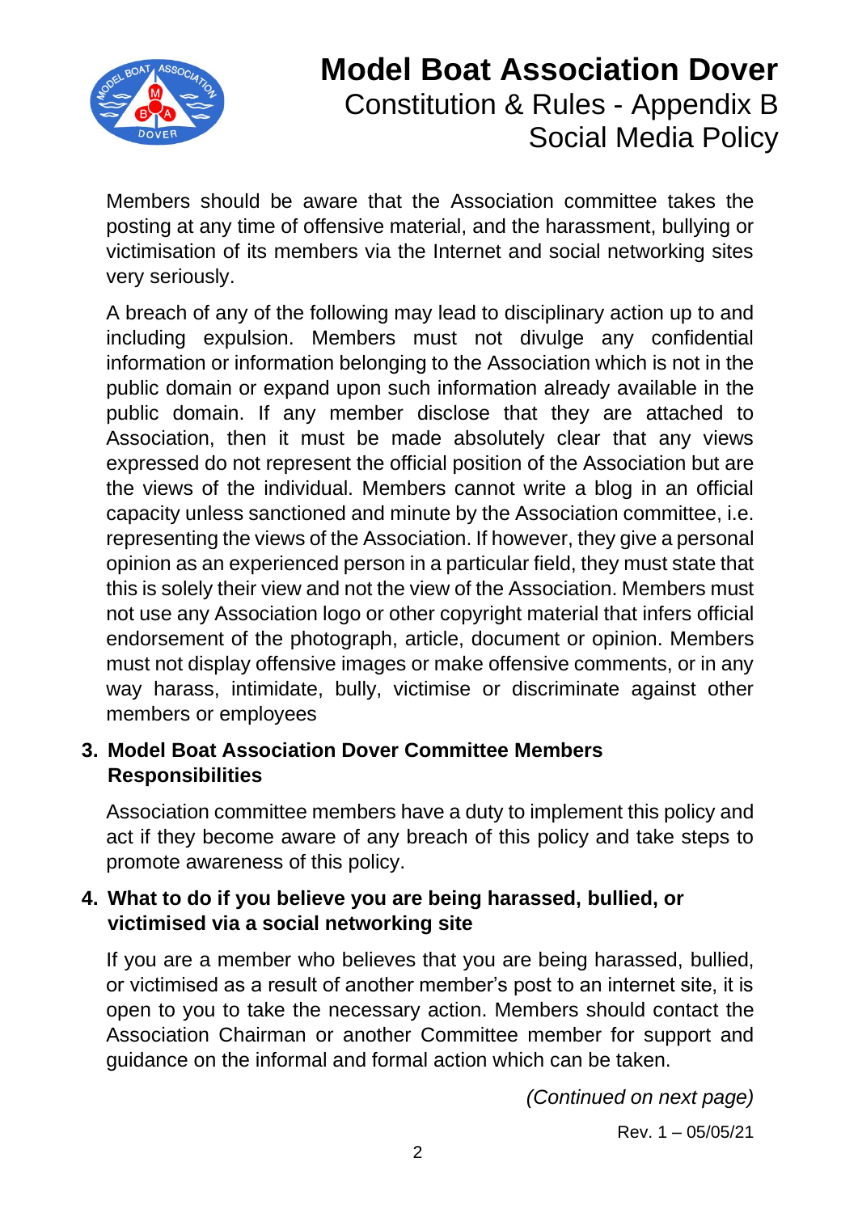Members should be aware that the Association committee takes the posting at any time of offensive material, and the harassment, bullying or victimisation of its members via the Internet and social networking sites very seriously.

A breach of any of the following may lead to disciplinary action up to and including expulsion. Members must not divulge any confidential information or information belonging to the Association which is not in the public domain or expand upon such information already available in the public domain. If any member disclose that they are attached to Association, then it must be made absolutely clear that any views expressed do not represent the official position of the Association but are the views of the individual. Members cannot write a blog in an official capacity unless sanctioned and minute by the Association committee, i.e. representing the views of the Association. If however, they give a personal opinion as an experienced person in a particular field, they must state that this is solely their view and not the view of the Association. Members must not use any Association logo or other copyright material that infers official endorsement of the photograph, article, document or opinion. Members must not display offensive images or make offensive comments, or in any way harass, intimidate, bully, victimise or discriminate against other members or employees

## 3. Model Boat Association Dover Committee Members Responsibilities

Association committee members have a duty to implement this policy and act if they become aware of any breach of this policy and take steps to promote awareness of this policy.

## 4. What to do if you believe you are being harassed, bullied, or victimised via a social networking site

If you are a member who believes that you are being harassed, bullied, or victimised as a result of another member's post to an internet site, it is open to you to take the necessary action. Members should contact the Association Chairman or another Committee member for support and guidance on the informal and formal action which can be taken.

*(Continued on next page)*

Rev. 1 – 05/05/21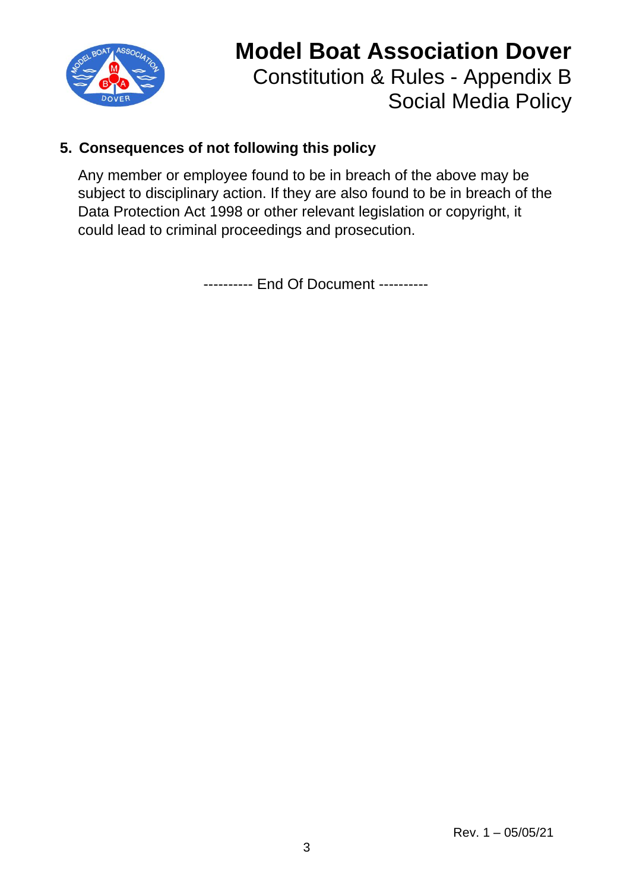## 5. Consequences of not following this policy

Any member or employee found to be in breach of the above may be subject to disciplinary action. If they are also found to be in breach of the Data Protection Act 1998 or other relevant legislation or copyright, it could lead to criminal proceedings and prosecution.

---------- End Of Document ----------

Rev. 1 – 05/05/21